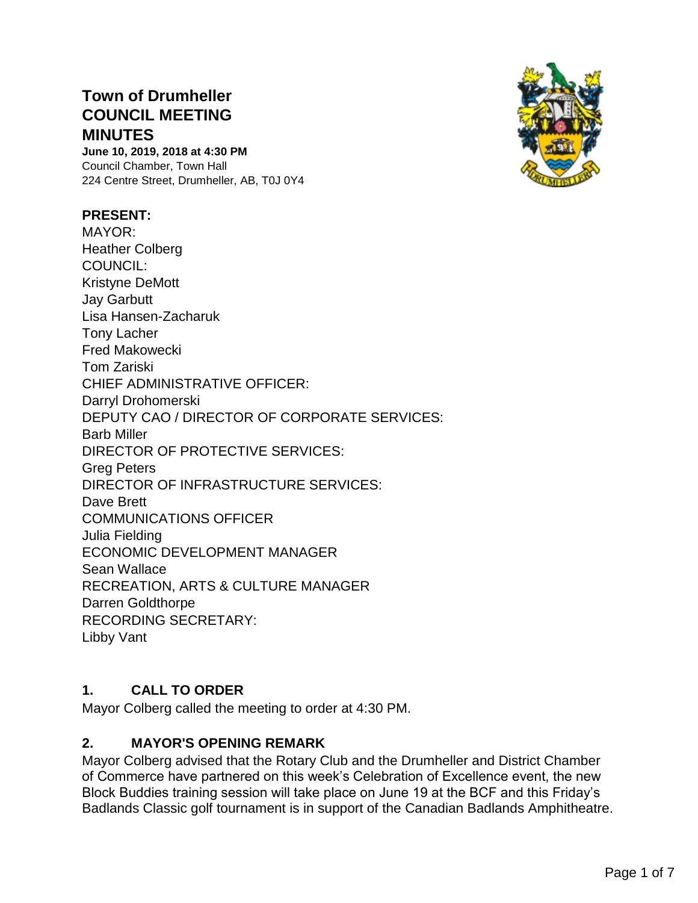# Town of Drumheller
# COUNCIL MEETING
# MINUTES

**June 10, 2019, 2018 at 4:30 PM**
Council Chamber, Town Hall
224 Centre Street, Drumheller, AB, T0J 0Y4

**PRESENT:**
MAYOR:
Heather Colberg
COUNCIL:
Kristyne DeMott
Jay Garbutt
Lisa Hansen-Zacharuk
Tony Lacher
Fred Makowecki
Tom Zariski
CHIEF ADMINISTRATIVE OFFICER:
Darryl Drohomerski
DEPUTY CAO / DIRECTOR OF CORPORATE SERVICES:
Barb Miller
DIRECTOR OF PROTECTIVE SERVICES:
Greg Peters
DIRECTOR OF INFRASTRUCTURE SERVICES:
Dave Brett
COMMUNICATIONS OFFICER
Julia Fielding
ECONOMIC DEVELOPMENT MANAGER
Sean Wallace
RECREATION, ARTS & CULTURE MANAGER
Darren Goldthorpe
RECORDING SECRETARY:
Libby Vant

## 1. CALL TO ORDER

Mayor Colberg called the meeting to order at 4:30 PM.

## 2. MAYOR'S OPENING REMARK

Mayor Colberg advised that the Rotary Club and the Drumheller and District Chamber of Commerce have partnered on this week's Celebration of Excellence event, the new Block Buddies training session will take place on June 19 at the BCF and this Friday's Badlands Classic golf tournament is in support of the Canadian Badlands Amphitheatre.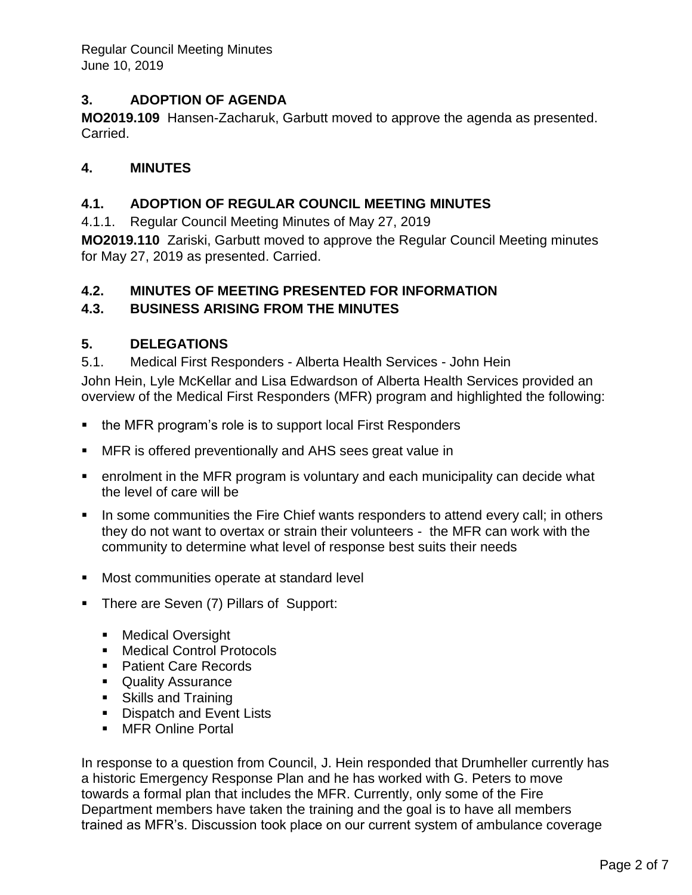## 3. ADOPTION OF AGENDA

**MO2019.109** Hansen-Zacharuk, Garbutt moved to approve the agenda as presented. Carried.

## 4. MINUTES

### 4.1. ADOPTION OF REGULAR COUNCIL MEETING MINUTES

4.1.1. Regular Council Meeting Minutes of May 27, 2019

**MO2019.110** Zariski, Garbutt moved to approve the Regular Council Meeting minutes for May 27, 2019 as presented. Carried.

### 4.2. MINUTES OF MEETING PRESENTED FOR INFORMATION

### 4.3. BUSINESS ARISING FROM THE MINUTES

## 5. DELEGATIONS

5.1. Medical First Responders - Alberta Health Services - John Hein

John Hein, Lyle McKellar and Lisa Edwardson of Alberta Health Services provided an overview of the Medical First Responders (MFR) program and highlighted the following:

- the MFR program's role is to support local First Responders
- MFR is offered preventionally and AHS sees great value in
- enrolment in the MFR program is voluntary and each municipality can decide what the level of care will be
- In some communities the Fire Chief wants responders to attend every call; in others they do not want to overtax or strain their volunteers - the MFR can work with the community to determine what level of response best suits their needs
- Most communities operate at standard level
- There are Seven (7) Pillars of Support:
  - Medical Oversight
  - Medical Control Protocols
  - Patient Care Records
  - Quality Assurance
  - Skills and Training
  - Dispatch and Event Lists
  - MFR Online Portal

In response to a question from Council, J. Hein responded that Drumheller currently has a historic Emergency Response Plan and he has worked with G. Peters to move towards a formal plan that includes the MFR. Currently, only some of the Fire Department members have taken the training and the goal is to have all members trained as MFR's. Discussion took place on our current system of ambulance coverage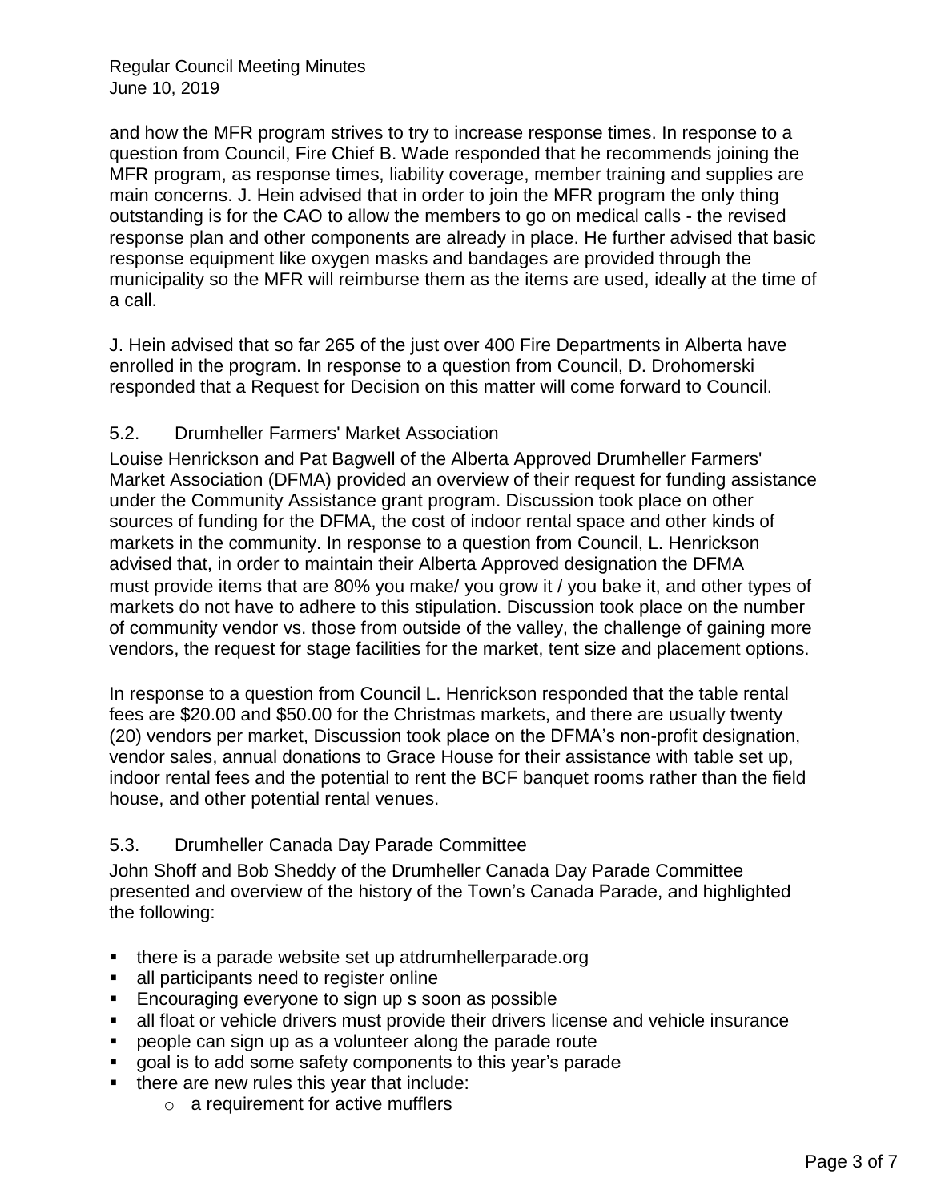and how the MFR program strives to try to increase response times. In response to a question from Council, Fire Chief B. Wade responded that he recommends joining the MFR program, as response times, liability coverage, member training and supplies are main concerns. J. Hein advised that in order to join the MFR program the only thing outstanding is for the CAO to allow the members to go on medical calls - the revised response plan and other components are already in place. He further advised that basic response equipment like oxygen masks and bandages are provided through the municipality so the MFR will reimburse them as the items are used, ideally at the time of a call.

J. Hein advised that so far 265 of the just over 400 Fire Departments in Alberta have enrolled in the program. In response to a question from Council, D. Drohomerski responded that a Request for Decision on this matter will come forward to Council.

### 5.2. Drumheller Farmers' Market Association

Louise Henrickson and Pat Bagwell of the Alberta Approved Drumheller Farmers' Market Association (DFMA) provided an overview of their request for funding assistance under the Community Assistance grant program. Discussion took place on other sources of funding for the DFMA, the cost of indoor rental space and other kinds of markets in the community. In response to a question from Council, L. Henrickson advised that, in order to maintain their Alberta Approved designation the DFMA must provide items that are 80% you make/ you grow it / you bake it, and other types of markets do not have to adhere to this stipulation. Discussion took place on the number of community vendor vs. those from outside of the valley, the challenge of gaining more vendors, the request for stage facilities for the market, tent size and placement options.

In response to a question from Council L. Henrickson responded that the table rental fees are $20.00 and $50.00 for the Christmas markets, and there are usually twenty (20) vendors per market, Discussion took place on the DFMA's non-profit designation, vendor sales, annual donations to Grace House for their assistance with table set up, indoor rental fees and the potential to rent the BCF banquet rooms rather than the field house, and other potential rental venues.

### 5.3. Drumheller Canada Day Parade Committee

John Shoff and Bob Sheddy of the Drumheller Canada Day Parade Committee presented and overview of the history of the Town's Canada Parade, and highlighted the following:

- there is a parade website set up atdrumhellerparade.org
- all participants need to register online
- Encouraging everyone to sign up s soon as possible
- all float or vehicle drivers must provide their drivers license and vehicle insurance
- people can sign up as a volunteer along the parade route
- goal is to add some safety components to this year's parade
- there are new rules this year that include:
  - a requirement for active mufflers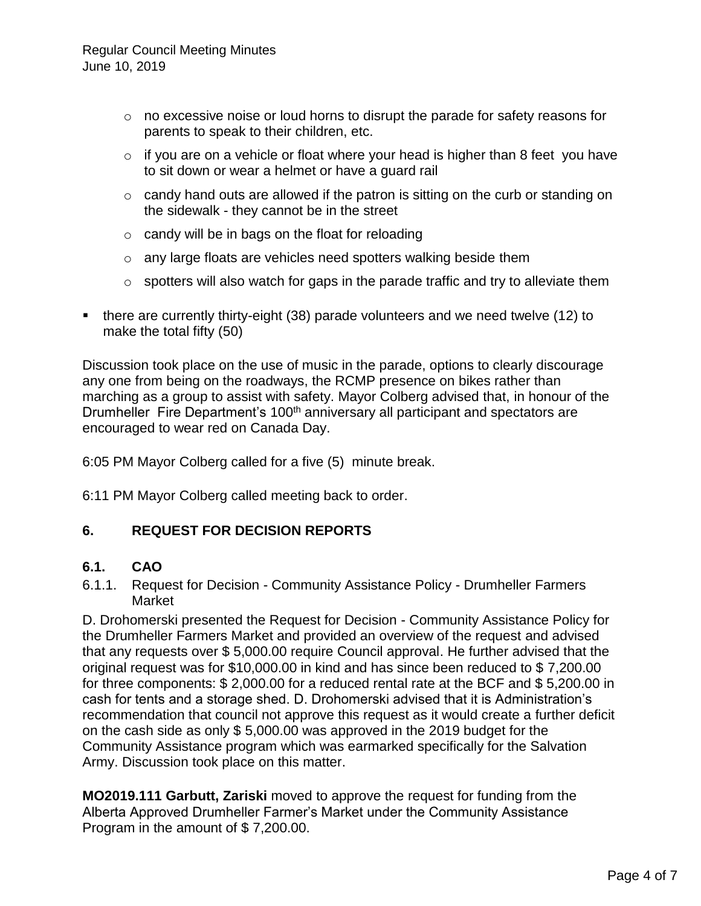- no excessive noise or loud horns to disrupt the parade for safety reasons for parents to speak to their children, etc.
- if you are on a vehicle or float where your head is higher than 8 feet you have to sit down or wear a helmet or have a guard rail
- candy hand outs are allowed if the patron is sitting on the curb or standing on the sidewalk - they cannot be in the street
- candy will be in bags on the float for reloading
- any large floats are vehicles need spotters walking beside them
- spotters will also watch for gaps in the parade traffic and try to alleviate them

- there are currently thirty-eight (38) parade volunteers and we need twelve (12) to make the total fifty (50)

Discussion took place on the use of music in the parade, options to clearly discourage any one from being on the roadways, the RCMP presence on bikes rather than marching as a group to assist with safety. Mayor Colberg advised that, in honour of the Drumheller Fire Department's 100th anniversary all participant and spectators are encouraged to wear red on Canada Day.

6:05 PM Mayor Colberg called for a five (5) minute break.

6:11 PM Mayor Colberg called meeting back to order.

## 6. REQUEST FOR DECISION REPORTS

### 6.1. CAO

6.1.1. Request for Decision - Community Assistance Policy - Drumheller Farmers Market

D. Drohomerski presented the Request for Decision - Community Assistance Policy for the Drumheller Farmers Market and provided an overview of the request and advised that any requests over $ 5,000.00 require Council approval. He further advised that the original request was for $10,000.00 in kind and has since been reduced to $ 7,200.00 for three components: $ 2,000.00 for a reduced rental rate at the BCF and $ 5,200.00 in cash for tents and a storage shed. D. Drohomerski advised that it is Administration's recommendation that council not approve this request as it would create a further deficit on the cash side as only $ 5,000.00 was approved in the 2019 budget for the Community Assistance program which was earmarked specifically for the Salvation Army. Discussion took place on this matter.

**MO2019.111 Garbutt, Zariski** moved to approve the request for funding from the Alberta Approved Drumheller Farmer's Market under the Community Assistance Program in the amount of $ 7,200.00.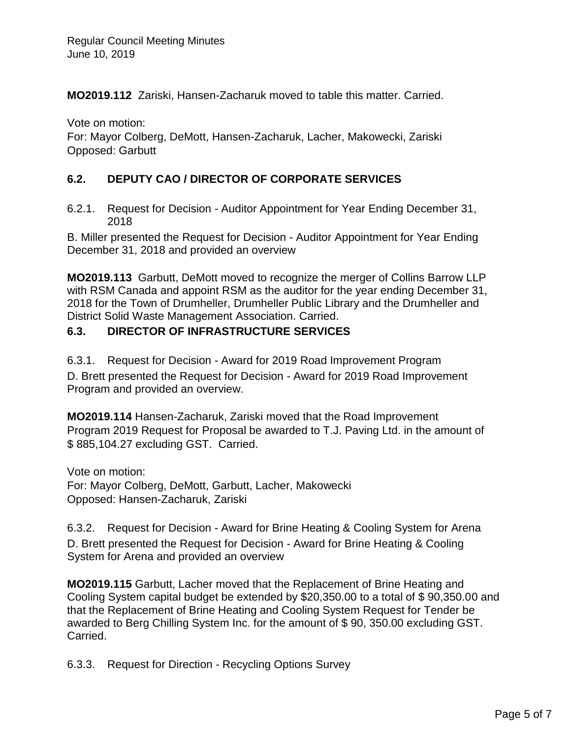**MO2019.112** Zariski, Hansen-Zacharuk moved to table this matter. Carried.

Vote on motion:
For: Mayor Colberg, DeMott, Hansen-Zacharuk, Lacher, Makowecki, Zariski
Opposed: Garbutt

## 6.2. DEPUTY CAO / DIRECTOR OF CORPORATE SERVICES

6.2.1. Request for Decision - Auditor Appointment for Year Ending December 31, 2018

B. Miller presented the Request for Decision - Auditor Appointment for Year Ending December 31, 2018 and provided an overview

**MO2019.113** Garbutt, DeMott moved to recognize the merger of Collins Barrow LLP with RSM Canada and appoint RSM as the auditor for the year ending December 31, 2018 for the Town of Drumheller, Drumheller Public Library and the Drumheller and District Solid Waste Management Association. Carried.

## 6.3. DIRECTOR OF INFRASTRUCTURE SERVICES

6.3.1. Request for Decision - Award for 2019 Road Improvement Program

D. Brett presented the Request for Decision - Award for 2019 Road Improvement Program and provided an overview.

**MO2019.114** Hansen-Zacharuk, Zariski moved that the Road Improvement Program 2019 Request for Proposal be awarded to T.J. Paving Ltd. in the amount of $ 885,104.27 excluding GST. Carried.

Vote on motion:
For: Mayor Colberg, DeMott, Garbutt, Lacher, Makowecki
Opposed: Hansen-Zacharuk, Zariski

6.3.2. Request for Decision - Award for Brine Heating & Cooling System for Arena

D. Brett presented the Request for Decision - Award for Brine Heating & Cooling System for Arena and provided an overview

**MO2019.115** Garbutt, Lacher moved that the Replacement of Brine Heating and Cooling System capital budget be extended by $20,350.00 to a total of $ 90,350.00 and that the Replacement of Brine Heating and Cooling System Request for Tender be awarded to Berg Chilling System Inc. for the amount of $ 90, 350.00 excluding GST. Carried.

6.3.3. Request for Direction - Recycling Options Survey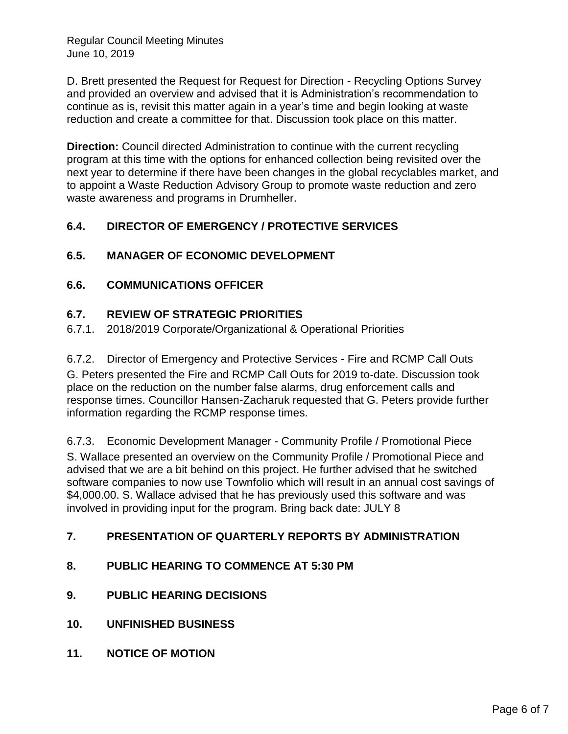D. Brett presented the Request for Request for Direction - Recycling Options Survey and provided an overview and advised that it is Administration's recommendation to continue as is, revisit this matter again in a year's time and begin looking at waste reduction and create a committee for that. Discussion took place on this matter.

**Direction:** Council directed Administration to continue with the current recycling program at this time with the options for enhanced collection being revisited over the next year to determine if there have been changes in the global recyclables market, and to appoint a Waste Reduction Advisory Group to promote waste reduction and zero waste awareness and programs in Drumheller.

## 6.4. DIRECTOR OF EMERGENCY / PROTECTIVE SERVICES

## 6.5. MANAGER OF ECONOMIC DEVELOPMENT

## 6.6. COMMUNICATIONS OFFICER

## 6.7. REVIEW OF STRATEGIC PRIORITIES

6.7.1. 2018/2019 Corporate/Organizational & Operational Priorities

6.7.2. Director of Emergency and Protective Services - Fire and RCMP Call Outs

G. Peters presented the Fire and RCMP Call Outs for 2019 to-date. Discussion took place on the reduction on the number false alarms, drug enforcement calls and response times. Councillor Hansen-Zacharuk requested that G. Peters provide further information regarding the RCMP response times.

6.7.3. Economic Development Manager - Community Profile / Promotional Piece

S. Wallace presented an overview on the Community Profile / Promotional Piece and advised that we are a bit behind on this project. He further advised that he switched software companies to now use Townfolio which will result in an annual cost savings of $4,000.00. S. Wallace advised that he has previously used this software and was involved in providing input for the program. Bring back date: JULY 8

## 7. PRESENTATION OF QUARTERLY REPORTS BY ADMINISTRATION

## 8. PUBLIC HEARING TO COMMENCE AT 5:30 PM

## 9. PUBLIC HEARING DECISIONS

## 10. UNFINISHED BUSINESS

## 11. NOTICE OF MOTION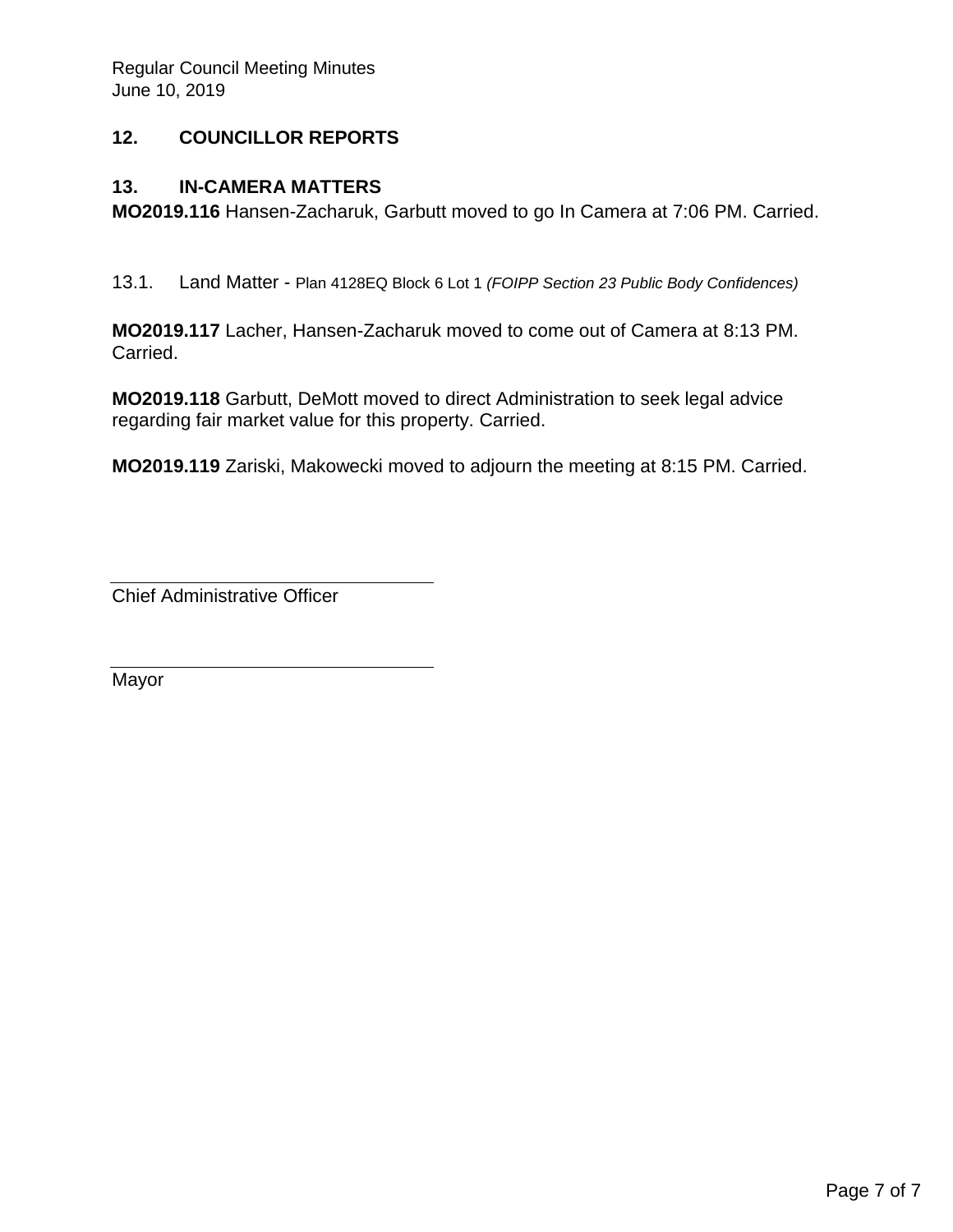## 12. COUNCILLOR REPORTS

## 13. IN-CAMERA MATTERS

**MO2019.116** Hansen-Zacharuk, Garbutt moved to go In Camera at 7:06 PM. Carried.

13.1. Land Matter - Plan 4128EQ Block 6 Lot 1 *(FOIPP Section 23 Public Body Confidences)*

**MO2019.117** Lacher, Hansen-Zacharuk moved to come out of Camera at 8:13 PM. Carried.

**MO2019.118** Garbutt, DeMott moved to direct Administration to seek legal advice regarding fair market value for this property. Carried.

**MO2019.119** Zariski, Makowecki moved to adjourn the meeting at 8:15 PM. Carried.

\_\_\_\_\_\_\_\_\_\_\_\_\_\_\_\_\_\_\_\_\_\_\_\_\_\_\_\_\_\_\_\_

Chief Administrative Officer

\_\_\_\_\_\_\_\_\_\_\_\_\_\_\_\_\_\_\_\_\_\_\_\_\_\_\_\_\_\_\_\_

Mayor